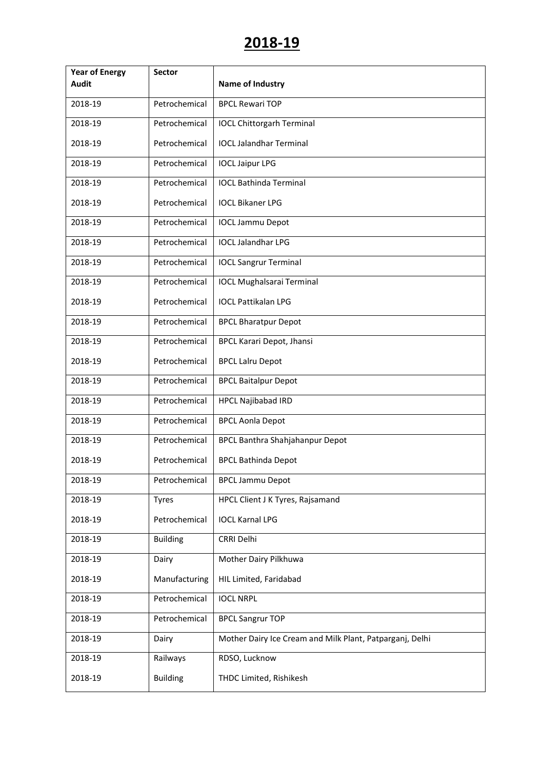# 2018-19

| Year of Energy Audit | Sector | Name of Industry |
|---|---|---|
| 2018-19 | Petrochemical | BPCL Rewari TOP |
| 2018-19 | Petrochemical | IOCL Chittorgarh Terminal |
| 2018-19 | Petrochemical | IOCL Jalandhar Terminal |
| 2018-19 | Petrochemical | IOCL Jaipur LPG |
| 2018-19 | Petrochemical | IOCL Bathinda Terminal |
| 2018-19 | Petrochemical | IOCL Bikaner LPG |
| 2018-19 | Petrochemical | IOCL Jammu Depot |
| 2018-19 | Petrochemical | IOCL Jalandhar LPG |
| 2018-19 | Petrochemical | IOCL Sangrur Terminal |
| 2018-19 | Petrochemical | IOCL Mughalsarai Terminal |
| 2018-19 | Petrochemical | IOCL Pattikalan LPG |
| 2018-19 | Petrochemical | BPCL Bharatpur Depot |
| 2018-19 | Petrochemical | BPCL Karari Depot, Jhansi |
| 2018-19 | Petrochemical | BPCL Lalru Depot |
| 2018-19 | Petrochemical | BPCL Baitalpur Depot |
| 2018-19 | Petrochemical | HPCL Najibabad IRD |
| 2018-19 | Petrochemical | BPCL Aonla Depot |
| 2018-19 | Petrochemical | BPCL Banthra Shahjahanpur Depot |
| 2018-19 | Petrochemical | BPCL Bathinda Depot |
| 2018-19 | Petrochemical | BPCL Jammu Depot |
| 2018-19 | Tyres | HPCL Client J K Tyres, Rajsamand |
| 2018-19 | Petrochemical | IOCL Karnal LPG |
| 2018-19 | Building | CRRI Delhi |
| 2018-19 | Dairy | Mother Dairy Pilkhuwa |
| 2018-19 | Manufacturing | HIL Limited, Faridabad |
| 2018-19 | Petrochemical | IOCL NRPL |
| 2018-19 | Petrochemical | BPCL Sangrur TOP |
| 2018-19 | Dairy | Mother Dairy Ice Cream and Milk Plant, Patparganj, Delhi |
| 2018-19 | Railways | RDSO, Lucknow |
| 2018-19 | Building | THDC Limited, Rishikesh |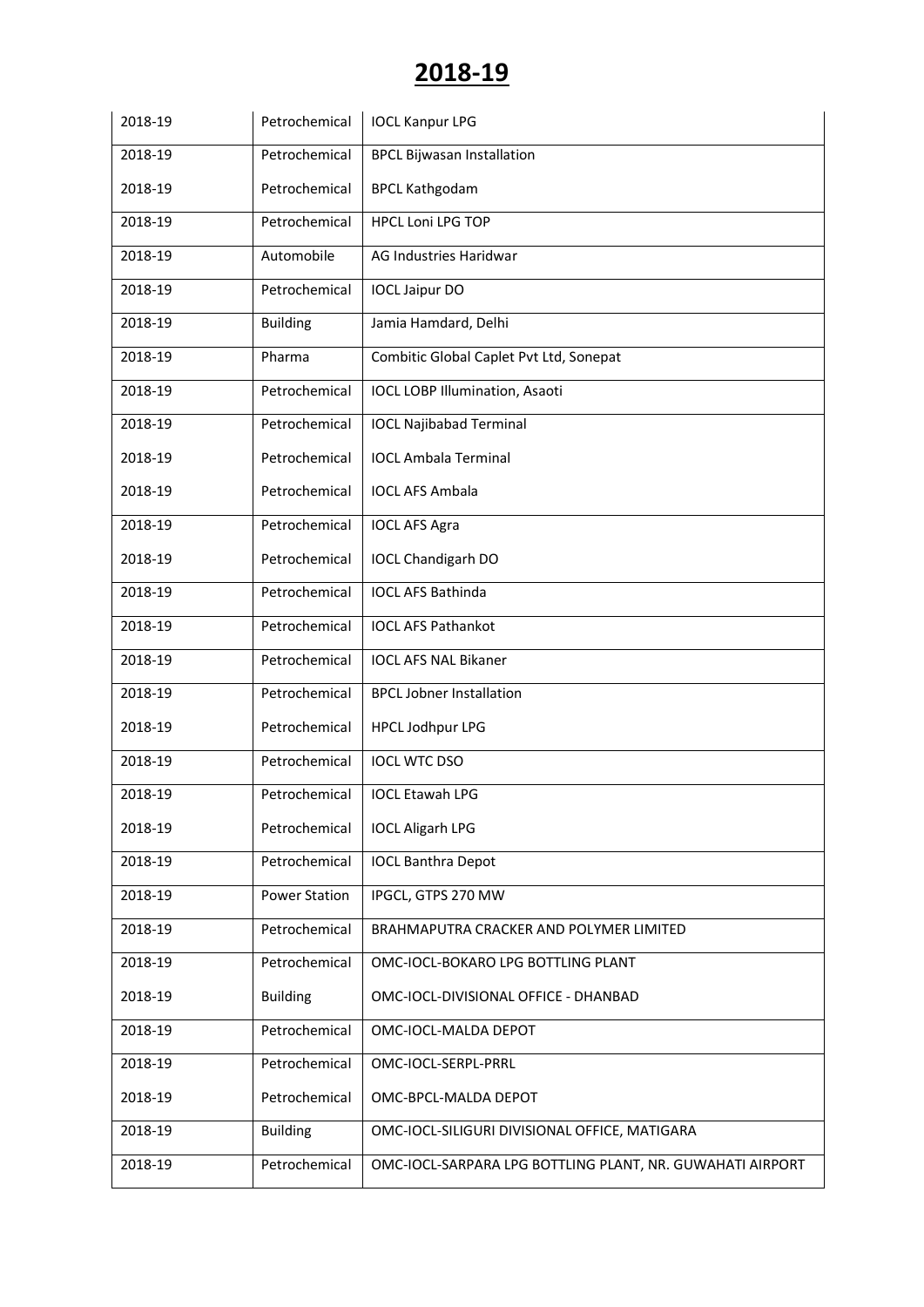# 2018-19

| | | |
|---|---|---|
| 2018-19 | Petrochemical | IOCL Kanpur LPG |
| 2018-19 | Petrochemical | BPCL Bijwasan Installation |
| 2018-19 | Petrochemical | BPCL Kathgodam |
| 2018-19 | Petrochemical | HPCL Loni LPG TOP |
| 2018-19 | Automobile | AG Industries Haridwar |
| 2018-19 | Petrochemical | IOCL Jaipur DO |
| 2018-19 | Building | Jamia Hamdard, Delhi |
| 2018-19 | Pharma | Combitic Global Caplet Pvt Ltd, Sonepat |
| 2018-19 | Petrochemical | IOCL LOBP Illumination, Asaoti |
| 2018-19 | Petrochemical | IOCL Najibabad Terminal |
| 2018-19 | Petrochemical | IOCL Ambala Terminal |
| 2018-19 | Petrochemical | IOCL AFS Ambala |
| 2018-19 | Petrochemical | IOCL AFS Agra |
| 2018-19 | Petrochemical | IOCL Chandigarh DO |
| 2018-19 | Petrochemical | IOCL AFS Bathinda |
| 2018-19 | Petrochemical | IOCL AFS Pathankot |
| 2018-19 | Petrochemical | IOCL AFS NAL Bikaner |
| 2018-19 | Petrochemical | BPCL Jobner Installation |
| 2018-19 | Petrochemical | HPCL Jodhpur LPG |
| 2018-19 | Petrochemical | IOCL WTC DSO |
| 2018-19 | Petrochemical | IOCL Etawah LPG |
| 2018-19 | Petrochemical | IOCL Aligarh LPG |
| 2018-19 | Petrochemical | IOCL Banthra Depot |
| 2018-19 | Power Station | IPGCL, GTPS 270 MW |
| 2018-19 | Petrochemical | BRAHMAPUTRA CRACKER AND POLYMER LIMITED |
| 2018-19 | Petrochemical | OMC-IOCL-BOKARO LPG BOTTLING PLANT |
| 2018-19 | Building | OMC-IOCL-DIVISIONAL OFFICE - DHANBAD |
| 2018-19 | Petrochemical | OMC-IOCL-MALDA DEPOT |
| 2018-19 | Petrochemical | OMC-IOCL-SERPL-PRRL |
| 2018-19 | Petrochemical | OMC-BPCL-MALDA DEPOT |
| 2018-19 | Building | OMC-IOCL-SILIGURI DIVISIONAL OFFICE, MATIGARA |
| 2018-19 | Petrochemical | OMC-IOCL-SARPARA LPG BOTTLING PLANT, NR. GUWAHATI AIRPORT |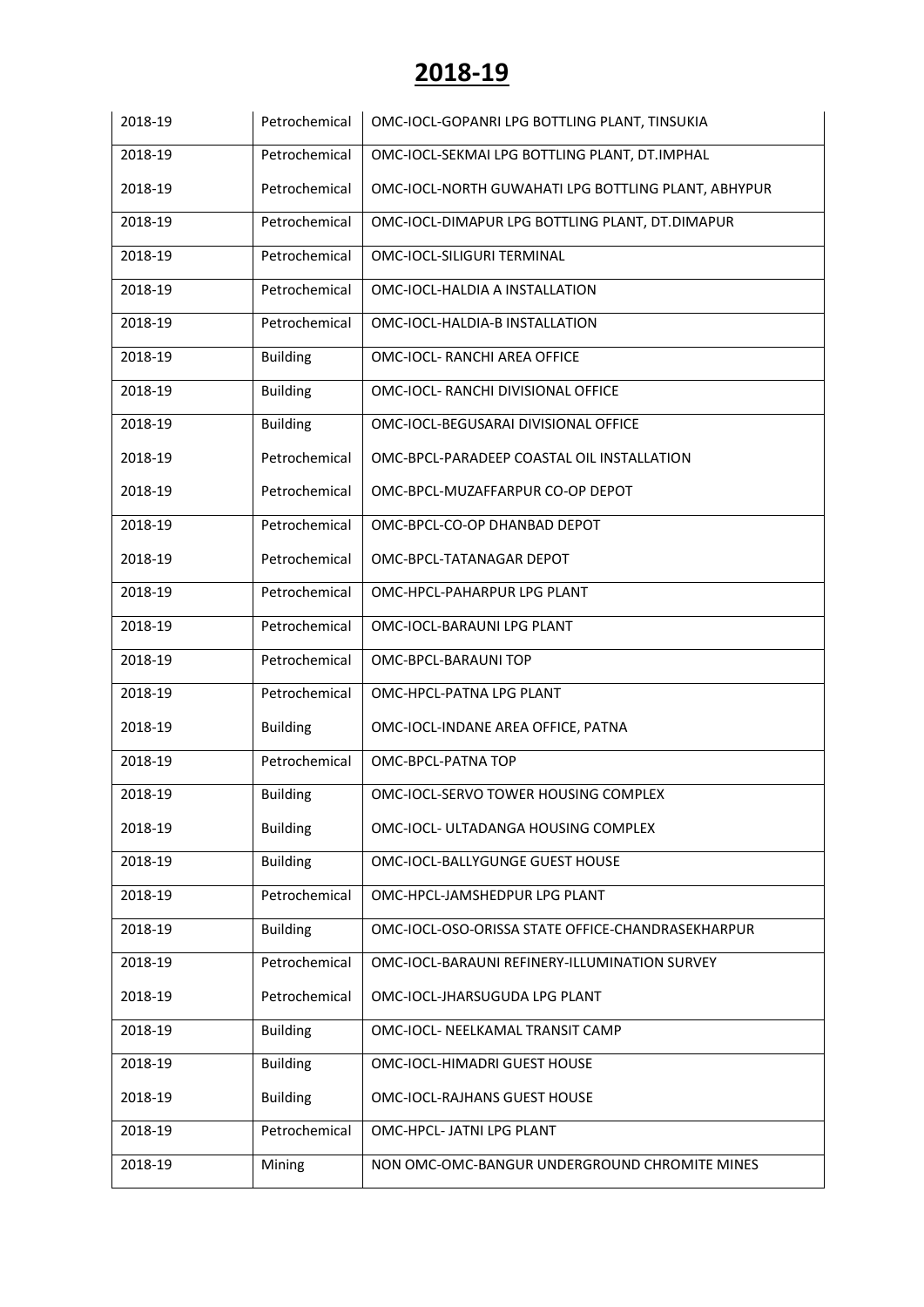# 2018-19

| | | |
|---|---|---|
| 2018-19 | Petrochemical | OMC-IOCL-GOPANRI LPG BOTTLING PLANT, TINSUKIA |
| 2018-19 | Petrochemical | OMC-IOCL-SEKMAI LPG BOTTLING PLANT, DT.IMPHAL |
| 2018-19 | Petrochemical | OMC-IOCL-NORTH GUWAHATI LPG BOTTLING PLANT, ABHYPUR |
| 2018-19 | Petrochemical | OMC-IOCL-DIMAPUR LPG BOTTLING PLANT, DT.DIMAPUR |
| 2018-19 | Petrochemical | OMC-IOCL-SILIGURI TERMINAL |
| 2018-19 | Petrochemical | OMC-IOCL-HALDIA A INSTALLATION |
| 2018-19 | Petrochemical | OMC-IOCL-HALDIA-B INSTALLATION |
| 2018-19 | Building | OMC-IOCL- RANCHI AREA OFFICE |
| 2018-19 | Building | OMC-IOCL- RANCHI DIVISIONAL OFFICE |
| 2018-19 | Building | OMC-IOCL-BEGUSARAI DIVISIONAL OFFICE |
| 2018-19 | Petrochemical | OMC-BPCL-PARADEEP COASTAL OIL INSTALLATION |
| 2018-19 | Petrochemical | OMC-BPCL-MUZAFFARPUR CO-OP DEPOT |
| 2018-19 | Petrochemical | OMC-BPCL-CO-OP DHANBAD DEPOT |
| 2018-19 | Petrochemical | OMC-BPCL-TATANAGAR DEPOT |
| 2018-19 | Petrochemical | OMC-HPCL-PAHARPUR LPG PLANT |
| 2018-19 | Petrochemical | OMC-IOCL-BARAUNI LPG PLANT |
| 2018-19 | Petrochemical | OMC-BPCL-BARAUNI TOP |
| 2018-19 | Petrochemical | OMC-HPCL-PATNA LPG PLANT |
| 2018-19 | Building | OMC-IOCL-INDANE AREA OFFICE, PATNA |
| 2018-19 | Petrochemical | OMC-BPCL-PATNA TOP |
| 2018-19 | Building | OMC-IOCL-SERVO TOWER HOUSING COMPLEX |
| 2018-19 | Building | OMC-IOCL- ULTADANGA HOUSING COMPLEX |
| 2018-19 | Building | OMC-IOCL-BALLYGUNGE GUEST HOUSE |
| 2018-19 | Petrochemical | OMC-HPCL-JAMSHEDPUR LPG PLANT |
| 2018-19 | Building | OMC-IOCL-OSO-ORISSA STATE OFFICE-CHANDRASEKHARPUR |
| 2018-19 | Petrochemical | OMC-IOCL-BARAUNI REFINERY-ILLUMINATION SURVEY |
| 2018-19 | Petrochemical | OMC-IOCL-JHARSUGUDA LPG PLANT |
| 2018-19 | Building | OMC-IOCL- NEELKAMAL TRANSIT CAMP |
| 2018-19 | Building | OMC-IOCL-HIMADRI GUEST HOUSE |
| 2018-19 | Building | OMC-IOCL-RAJHANS GUEST HOUSE |
| 2018-19 | Petrochemical | OMC-HPCL- JATNI LPG PLANT |
| 2018-19 | Mining | NON OMC-OMC-BANGUR UNDERGROUND CHROMITE MINES |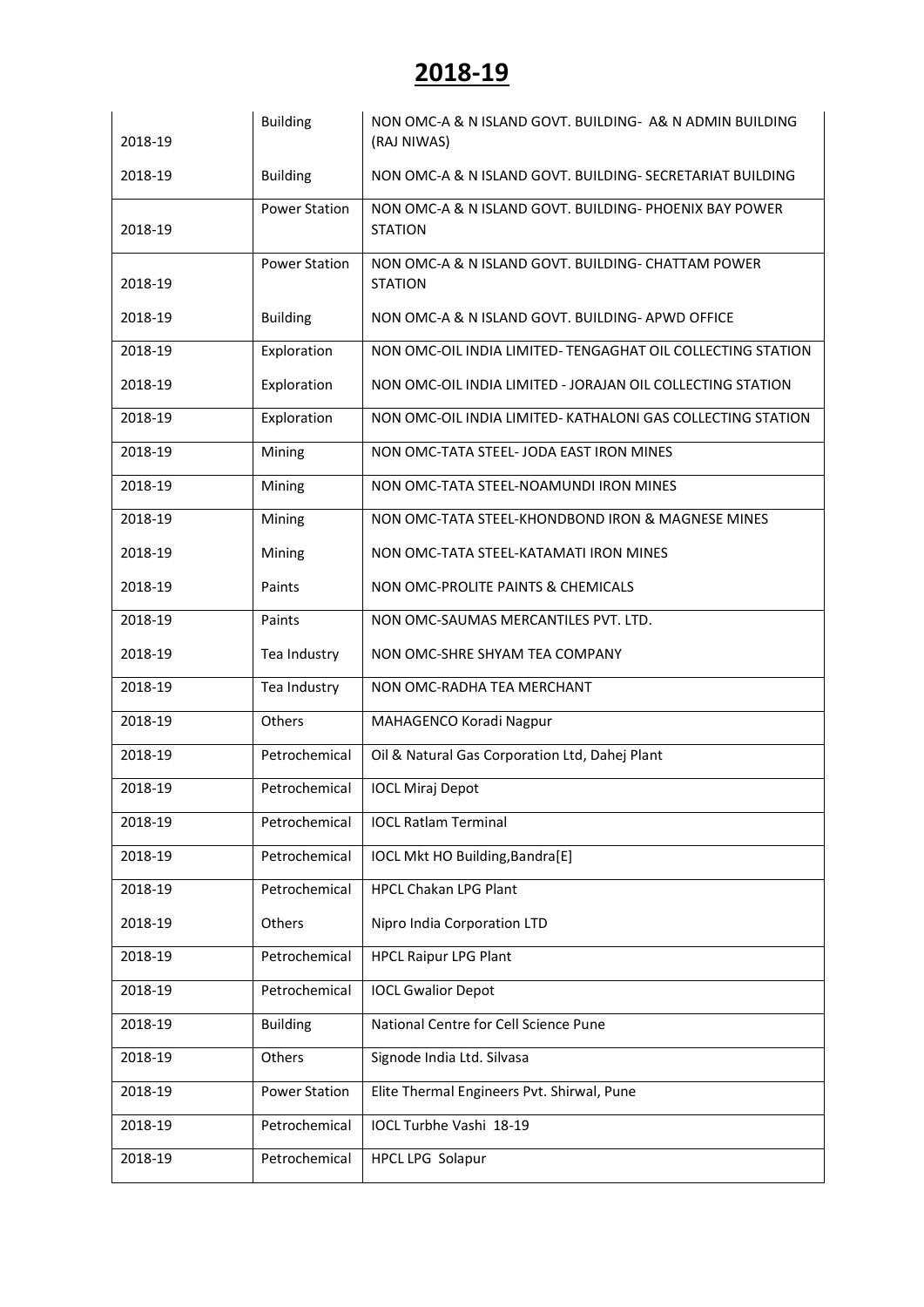# 2018-19

| 2018-19 | Building | NON OMC-A & N ISLAND GOVT. BUILDING- A& N ADMIN BUILDING (RAJ NIWAS) |
|---|---|---|
| 2018-19 | Building | NON OMC-A & N ISLAND GOVT. BUILDING- SECRETARIAT BUILDING |
| 2018-19 | Power Station | NON OMC-A & N ISLAND GOVT. BUILDING- PHOENIX BAY POWER STATION |
| 2018-19 | Power Station | NON OMC-A & N ISLAND GOVT. BUILDING- CHATTAM POWER STATION |
| 2018-19 | Building | NON OMC-A & N ISLAND GOVT. BUILDING- APWD OFFICE |
| 2018-19 | Exploration | NON OMC-OIL INDIA LIMITED- TENGAGHAT OIL COLLECTING STATION |
| 2018-19 | Exploration | NON OMC-OIL INDIA LIMITED - JORAJAN OIL COLLECTING STATION |
| 2018-19 | Exploration | NON OMC-OIL INDIA LIMITED- KATHALONI GAS COLLECTING STATION |
| 2018-19 | Mining | NON OMC-TATA STEEL- JODA EAST IRON MINES |
| 2018-19 | Mining | NON OMC-TATA STEEL-NOAMUNDI IRON MINES |
| 2018-19 | Mining | NON OMC-TATA STEEL-KHONDBOND IRON & MAGNESE MINES |
| 2018-19 | Mining | NON OMC-TATA STEEL-KATAMATI IRON MINES |
| 2018-19 | Paints | NON OMC-PROLITE PAINTS & CHEMICALS |
| 2018-19 | Paints | NON OMC-SAUMAS MERCANTILES PVT. LTD. |
| 2018-19 | Tea Industry | NON OMC-SHRE SHYAM TEA COMPANY |
| 2018-19 | Tea Industry | NON OMC-RADHA TEA MERCHANT |
| 2018-19 | Others | MAHAGENCO Koradi Nagpur |
| 2018-19 | Petrochemical | Oil & Natural Gas Corporation Ltd, Dahej Plant |
| 2018-19 | Petrochemical | IOCL Miraj Depot |
| 2018-19 | Petrochemical | IOCL Ratlam Terminal |
| 2018-19 | Petrochemical | IOCL Mkt HO Building,Bandra[E] |
| 2018-19 | Petrochemical | HPCL Chakan LPG Plant |
| 2018-19 | Others | Nipro India Corporation LTD |
| 2018-19 | Petrochemical | HPCL Raipur LPG Plant |
| 2018-19 | Petrochemical | IOCL Gwalior Depot |
| 2018-19 | Building | National Centre for Cell Science Pune |
| 2018-19 | Others | Signode India Ltd. Silvasa |
| 2018-19 | Power Station | Elite Thermal Engineers Pvt. Shirwal, Pune |
| 2018-19 | Petrochemical | IOCL Turbhe Vashi 18-19 |
| 2018-19 | Petrochemical | HPCL LPG Solapur |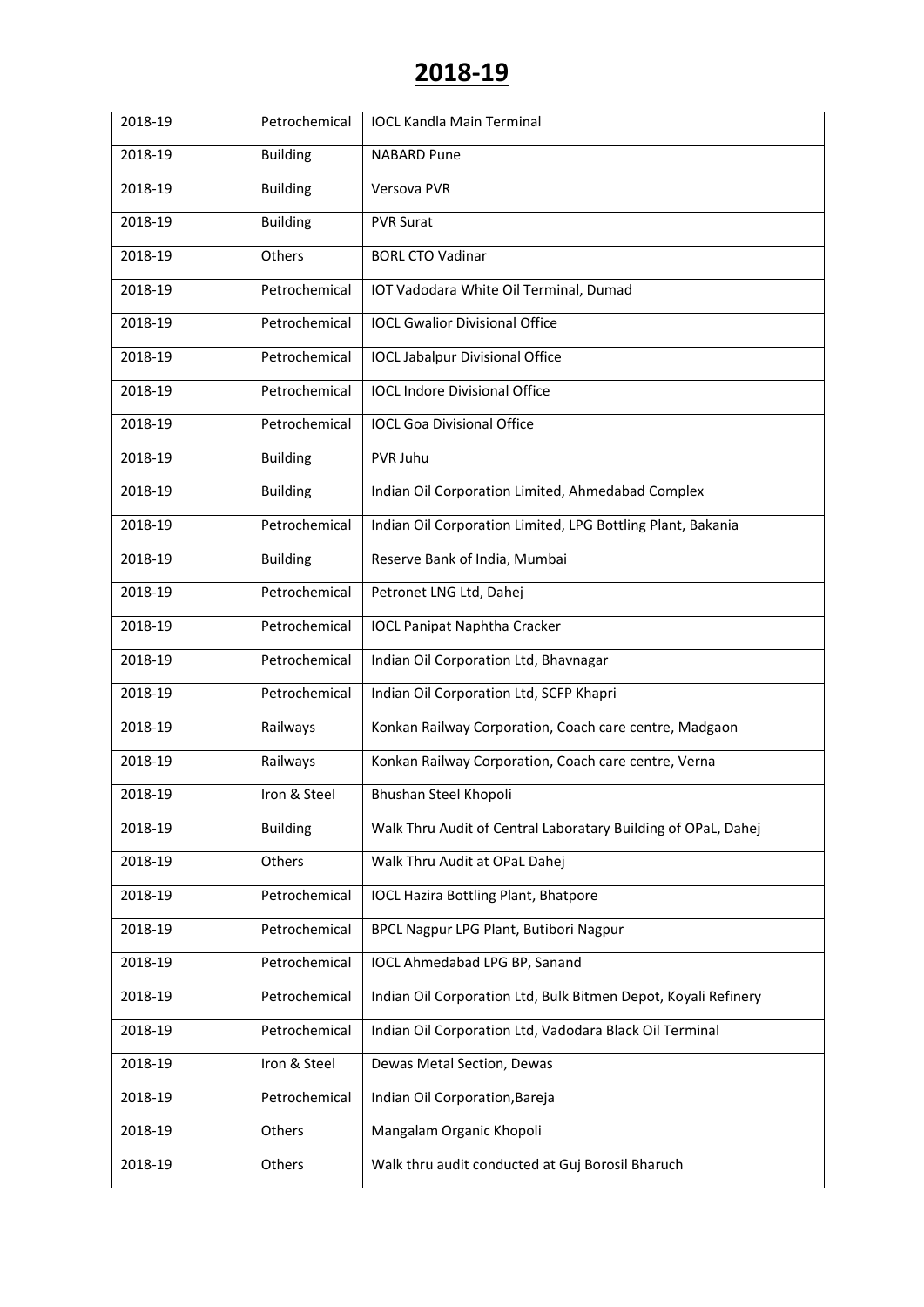# 2018-19

| 2018-19 | Petrochemical | IOCL Kandla Main Terminal |
|---|---|---|
| 2018-19 | Building | NABARD Pune |
| 2018-19 | Building | Versova PVR |
| 2018-19 | Building | PVR Surat |
| 2018-19 | Others | BORL CTO Vadinar |
| 2018-19 | Petrochemical | IOT Vadodara White Oil Terminal, Dumad |
| 2018-19 | Petrochemical | IOCL Gwalior Divisional Office |
| 2018-19 | Petrochemical | IOCL Jabalpur Divisional Office |
| 2018-19 | Petrochemical | IOCL Indore Divisional Office |
| 2018-19 | Petrochemical | IOCL Goa Divisional Office |
| 2018-19 | Building | PVR Juhu |
| 2018-19 | Building | Indian Oil Corporation Limited, Ahmedabad Complex |
| 2018-19 | Petrochemical | Indian Oil Corporation Limited, LPG Bottling Plant, Bakania |
| 2018-19 | Building | Reserve Bank of India, Mumbai |
| 2018-19 | Petrochemical | Petronet LNG Ltd, Dahej |
| 2018-19 | Petrochemical | IOCL Panipat Naphtha Cracker |
| 2018-19 | Petrochemical | Indian Oil Corporation Ltd, Bhavnagar |
| 2018-19 | Petrochemical | Indian Oil Corporation Ltd, SCFP Khapri |
| 2018-19 | Railways | Konkan Railway Corporation, Coach care centre, Madgaon |
| 2018-19 | Railways | Konkan Railway Corporation, Coach care centre, Verna |
| 2018-19 | Iron & Steel | Bhushan Steel Khopoli |
| 2018-19 | Building | Walk Thru Audit of Central Laboratary Building of OPaL, Dahej |
| 2018-19 | Others | Walk Thru Audit at OPaL Dahej |
| 2018-19 | Petrochemical | IOCL Hazira Bottling Plant, Bhatpore |
| 2018-19 | Petrochemical | BPCL Nagpur LPG Plant, Butibori Nagpur |
| 2018-19 | Petrochemical | IOCL Ahmedabad LPG BP, Sanand |
| 2018-19 | Petrochemical | Indian Oil Corporation Ltd, Bulk Bitmen Depot, Koyali Refinery |
| 2018-19 | Petrochemical | Indian Oil Corporation Ltd, Vadodara Black Oil Terminal |
| 2018-19 | Iron & Steel | Dewas Metal Section, Dewas |
| 2018-19 | Petrochemical | Indian Oil Corporation,Bareja |
| 2018-19 | Others | Mangalam Organic Khopoli |
| 2018-19 | Others | Walk thru audit conducted at Guj Borosil Bharuch |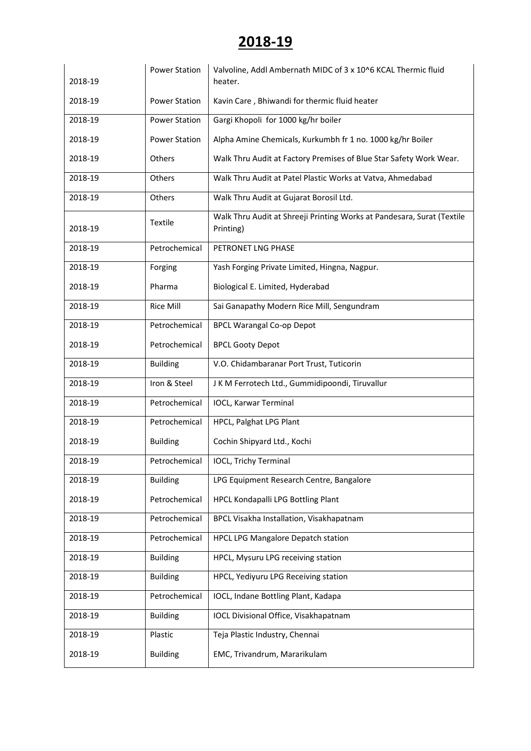# 2018-19

| | | |
|---|---|---|
| 2018-19 | Power Station | Valvoline, Addl Ambernath MIDC of 3 x 10^6 KCAL Thermic fluid heater. |
| 2018-19 | Power Station | Kavin Care , Bhiwandi for thermic fluid heater |
| 2018-19 | Power Station | Gargi Khopoli for 1000 kg/hr boiler |
| 2018-19 | Power Station | Alpha Amine Chemicals, Kurkumbh fr 1 no. 1000 kg/hr Boiler |
| 2018-19 | Others | Walk Thru Audit at Factory Premises of Blue Star Safety Work Wear. |
| 2018-19 | Others | Walk Thru Audit at Patel Plastic Works at Vatva, Ahmedabad |
| 2018-19 | Others | Walk Thru Audit at Gujarat Borosil Ltd. |
| 2018-19 | Textile | Walk Thru Audit at Shreeji Printing Works at Pandesara, Surat (Textile Printing) |
| 2018-19 | Petrochemical | PETRONET LNG PHASE |
| 2018-19 | Forging | Yash Forging Private Limited, Hingna, Nagpur. |
| 2018-19 | Pharma | Biological E. Limited, Hyderabad |
| 2018-19 | Rice Mill | Sai Ganapathy Modern Rice Mill, Sengundram |
| 2018-19 | Petrochemical | BPCL Warangal Co-op Depot |
| 2018-19 | Petrochemical | BPCL Gooty Depot |
| 2018-19 | Building | V.O. Chidambaranar Port Trust, Tuticorin |
| 2018-19 | Iron & Steel | J K M Ferrotech Ltd., Gummidipoondi, Tiruvallur |
| 2018-19 | Petrochemical | IOCL, Karwar Terminal |
| 2018-19 | Petrochemical | HPCL, Palghat LPG Plant |
| 2018-19 | Building | Cochin Shipyard Ltd., Kochi |
| 2018-19 | Petrochemical | IOCL, Trichy Terminal |
| 2018-19 | Building | LPG Equipment Research Centre, Bangalore |
| 2018-19 | Petrochemical | HPCL Kondapalli LPG Bottling Plant |
| 2018-19 | Petrochemical | BPCL Visakha Installation, Visakhapatnam |
| 2018-19 | Petrochemical | HPCL LPG Mangalore Depatch station |
| 2018-19 | Building | HPCL, Mysuru LPG receiving station |
| 2018-19 | Building | HPCL, Yediyuru LPG Receiving station |
| 2018-19 | Petrochemical | IOCL, Indane Bottling Plant, Kadapa |
| 2018-19 | Building | IOCL Divisional Office, Visakhapatnam |
| 2018-19 | Plastic | Teja Plastic Industry, Chennai |
| 2018-19 | Building | EMC, Trivandrum, Mararikulam |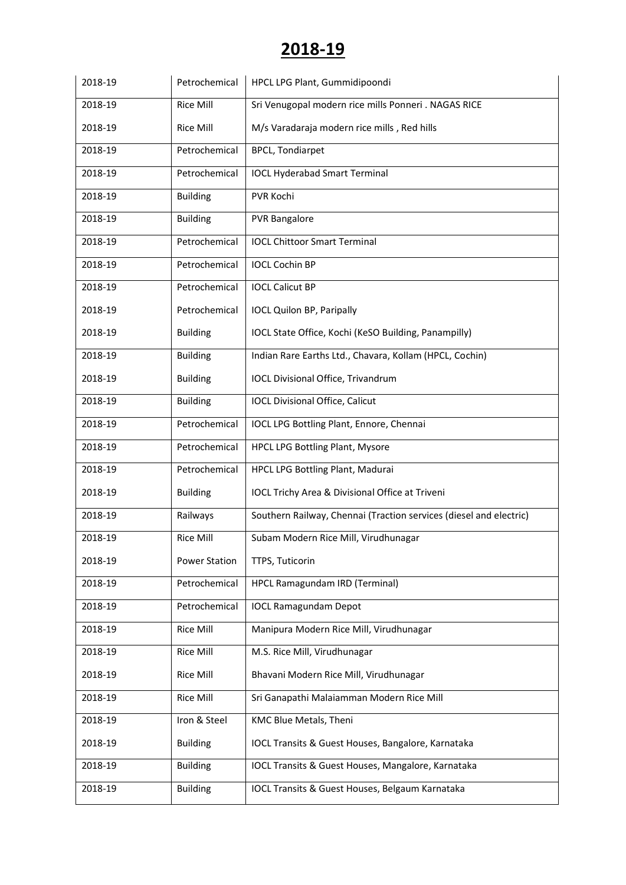# 2018-19

| 2018-19 | Petrochemical | HPCL LPG Plant, Gummidipoondi |
|---|---|---|
| 2018-19 | Rice Mill | Sri Venugopal modern rice mills Ponneri . NAGAS RICE |
| 2018-19 | Rice Mill | M/s Varadaraja modern rice mills , Red hills |
| 2018-19 | Petrochemical | BPCL, Tondiarpet |
| 2018-19 | Petrochemical | IOCL Hyderabad Smart Terminal |
| 2018-19 | Building | PVR Kochi |
| 2018-19 | Building | PVR Bangalore |
| 2018-19 | Petrochemical | IOCL Chittoor Smart Terminal |
| 2018-19 | Petrochemical | IOCL Cochin BP |
| 2018-19 | Petrochemical | IOCL Calicut BP |
| 2018-19 | Petrochemical | IOCL Quilon BP, Paripally |
| 2018-19 | Building | IOCL State Office, Kochi (KeSO Building, Panampilly) |
| 2018-19 | Building | Indian Rare Earths Ltd., Chavara, Kollam (HPCL, Cochin) |
| 2018-19 | Building | IOCL Divisional Office, Trivandrum |
| 2018-19 | Building | IOCL Divisional Office, Calicut |
| 2018-19 | Petrochemical | IOCL LPG Bottling Plant, Ennore, Chennai |
| 2018-19 | Petrochemical | HPCL LPG Bottling Plant, Mysore |
| 2018-19 | Petrochemical | HPCL LPG Bottling Plant, Madurai |
| 2018-19 | Building | IOCL Trichy Area & Divisional Office at Triveni |
| 2018-19 | Railways | Southern Railway, Chennai (Traction services (diesel and electric) |
| 2018-19 | Rice Mill | Subam Modern Rice Mill, Virudhunagar |
| 2018-19 | Power Station | TTPS, Tuticorin |
| 2018-19 | Petrochemical | HPCL Ramagundam IRD (Terminal) |
| 2018-19 | Petrochemical | IOCL Ramagundam Depot |
| 2018-19 | Rice Mill | Manipura Modern Rice Mill, Virudhunagar |
| 2018-19 | Rice Mill | M.S. Rice Mill, Virudhunagar |
| 2018-19 | Rice Mill | Bhavani Modern Rice Mill, Virudhunagar |
| 2018-19 | Rice Mill | Sri Ganapathi Malaiamman Modern Rice Mill |
| 2018-19 | Iron & Steel | KMC Blue Metals, Theni |
| 2018-19 | Building | IOCL Transits & Guest Houses, Bangalore, Karnataka |
| 2018-19 | Building | IOCL Transits & Guest Houses, Mangalore, Karnataka |
| 2018-19 | Building | IOCL Transits & Guest Houses, Belgaum Karnataka |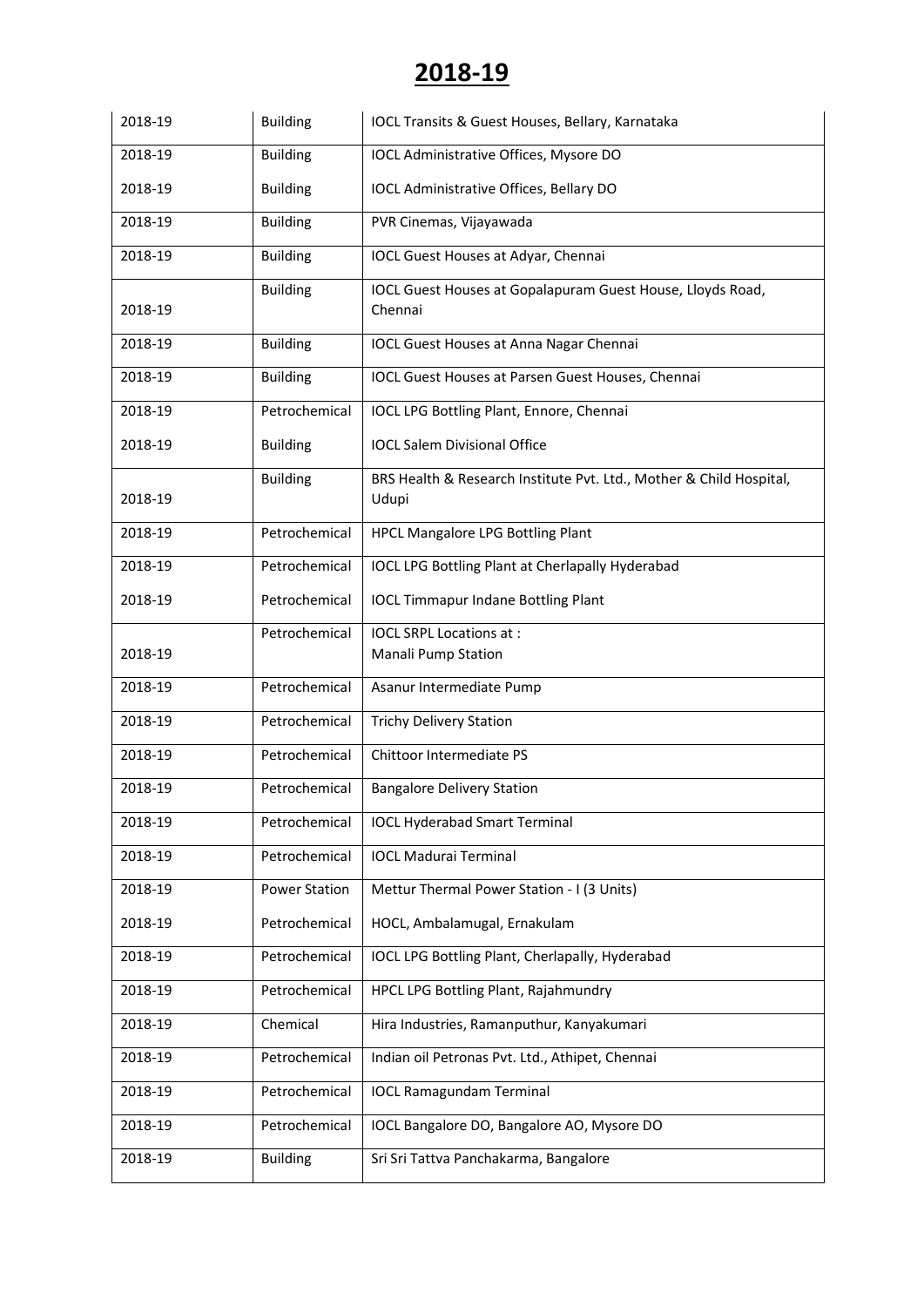# 2018-19

| | | |
|---|---|---|
| 2018-19 | Building | IOCL Transits & Guest Houses, Bellary, Karnataka |
| 2018-19 | Building | IOCL Administrative Offices, Mysore DO |
| 2018-19 | Building | IOCL Administrative Offices, Bellary DO |
| 2018-19 | Building | PVR Cinemas, Vijayawada |
| 2018-19 | Building | IOCL Guest Houses at Adyar, Chennai |
| 2018-19 | Building | IOCL Guest Houses at Gopalapuram Guest House, Lloyds Road, Chennai |
| 2018-19 | Building | IOCL Guest Houses at Anna Nagar Chennai |
| 2018-19 | Building | IOCL Guest Houses at Parsen Guest Houses, Chennai |
| 2018-19 | Petrochemical | IOCL LPG Bottling Plant, Ennore, Chennai |
| 2018-19 | Building | IOCL Salem Divisional Office |
| 2018-19 | Building | BRS Health & Research Institute Pvt. Ltd., Mother & Child Hospital, Udupi |
| 2018-19 | Petrochemical | HPCL Mangalore LPG Bottling Plant |
| 2018-19 | Petrochemical | IOCL LPG Bottling Plant at Cherlapally Hyderabad |
| 2018-19 | Petrochemical | IOCL Timmapur Indane Bottling Plant |
| 2018-19 | Petrochemical | IOCL SRPL Locations at :<br>Manali Pump Station |
| 2018-19 | Petrochemical | Asanur Intermediate Pump |
| 2018-19 | Petrochemical | Trichy Delivery Station |
| 2018-19 | Petrochemical | Chittoor Intermediate PS |
| 2018-19 | Petrochemical | Bangalore Delivery Station |
| 2018-19 | Petrochemical | IOCL Hyderabad Smart Terminal |
| 2018-19 | Petrochemical | IOCL Madurai Terminal |
| 2018-19 | Power Station | Mettur Thermal Power Station - I (3 Units) |
| 2018-19 | Petrochemical | HOCL, Ambalamugal, Ernakulam |
| 2018-19 | Petrochemical | IOCL LPG Bottling Plant, Cherlapally, Hyderabad |
| 2018-19 | Petrochemical | HPCL LPG Bottling Plant, Rajahmundry |
| 2018-19 | Chemical | Hira Industries, Ramanputhur, Kanyakumari |
| 2018-19 | Petrochemical | Indian oil Petronas Pvt. Ltd., Athipet, Chennai |
| 2018-19 | Petrochemical | IOCL Ramagundam Terminal |
| 2018-19 | Petrochemical | IOCL Bangalore DO, Bangalore AO, Mysore DO |
| 2018-19 | Building | Sri Sri Tattva Panchakarma, Bangalore |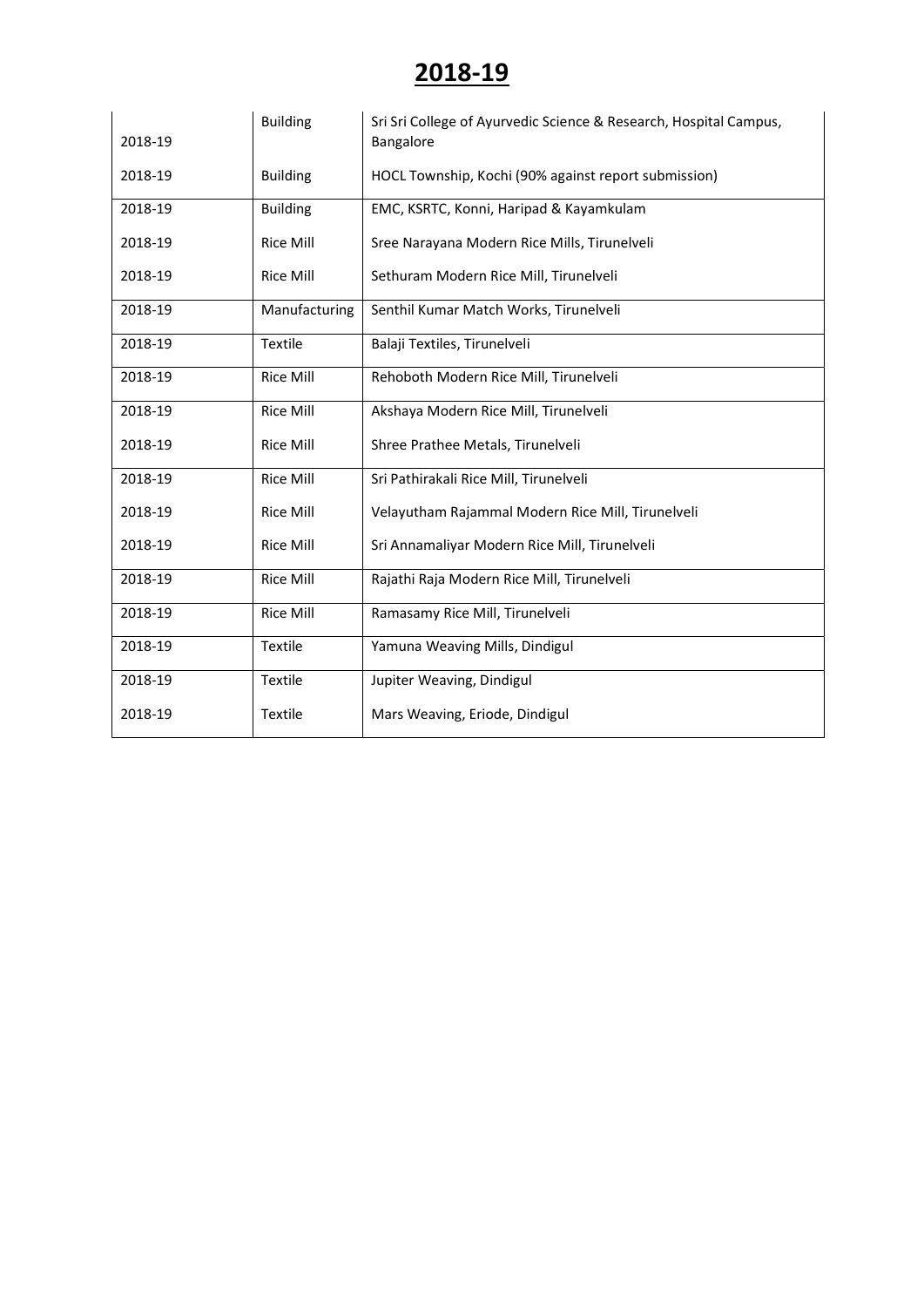# 2018-19

| | | |
|---|---|---|
| 2018-19 | Building | Sri Sri College of Ayurvedic Science & Research, Hospital Campus, Bangalore |
| 2018-19 | Building | HOCL Township, Kochi (90% against report submission) |
| 2018-19 | Building | EMC, KSRTC, Konni, Haripad & Kayamkulam |
| 2018-19 | Rice Mill | Sree Narayana Modern Rice Mills, Tirunelveli |
| 2018-19 | Rice Mill | Sethuram Modern Rice Mill, Tirunelveli |
| 2018-19 | Manufacturing | Senthil Kumar Match Works, Tirunelveli |
| 2018-19 | Textile | Balaji Textiles, Tirunelveli |
| 2018-19 | Rice Mill | Rehoboth Modern Rice Mill, Tirunelveli |
| 2018-19 | Rice Mill | Akshaya Modern Rice Mill, Tirunelveli |
| 2018-19 | Rice Mill | Shree Prathee Metals, Tirunelveli |
| 2018-19 | Rice Mill | Sri Pathirakali Rice Mill, Tirunelveli |
| 2018-19 | Rice Mill | Velayutham Rajammal Modern Rice Mill, Tirunelveli |
| 2018-19 | Rice Mill | Sri Annamaliyar Modern Rice Mill, Tirunelveli |
| 2018-19 | Rice Mill | Rajathi Raja Modern Rice Mill, Tirunelveli |
| 2018-19 | Rice Mill | Ramasamy Rice Mill, Tirunelveli |
| 2018-19 | Textile | Yamuna Weaving Mills, Dindigul |
| 2018-19 | Textile | Jupiter Weaving, Dindigul |
| 2018-19 | Textile | Mars Weaving, Eriode, Dindigul |